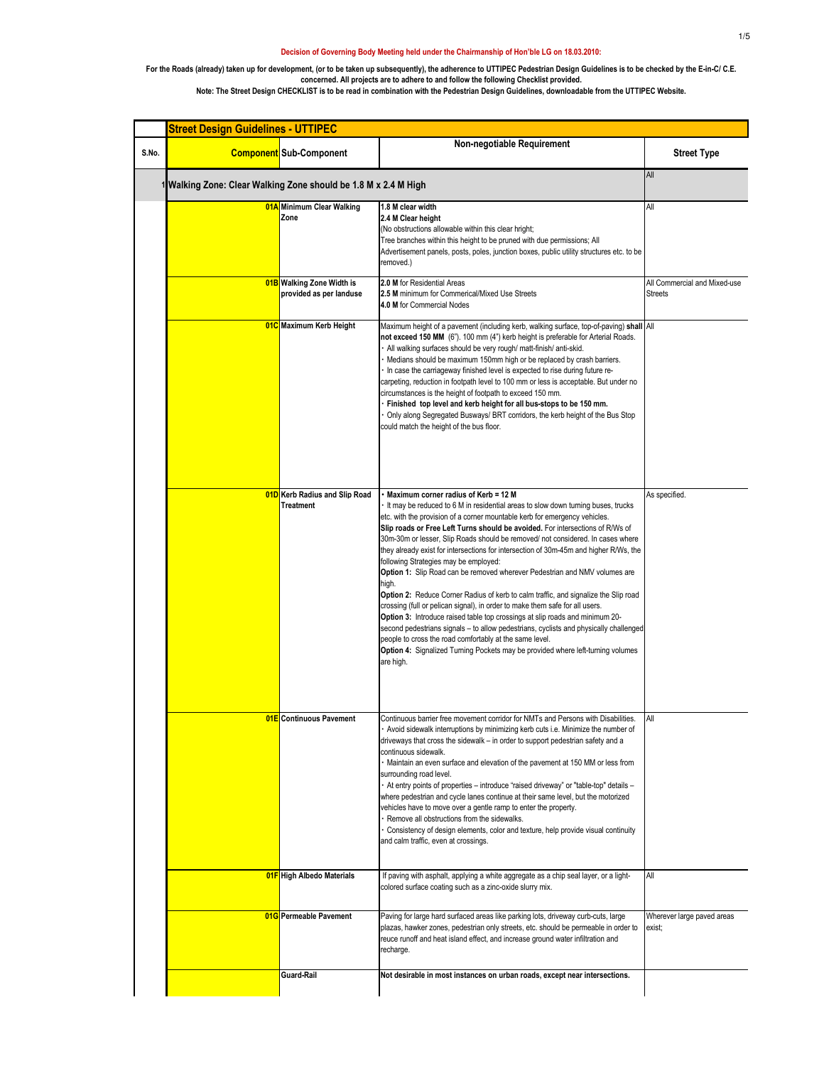**Decision of Governing Body Meeting held under the Chairmanship of Hon'ble LG on 18.03.2010:**

**For the Roads (already) taken up for development, (or to be taken up subsequently), the adherence to UTTIPEC Pedestrian Design Guidelines is to be checked by the E-in-C/ C.E. concerned. All projects are to adhere to and follow the following Checklist provided.**

**Note: The Street Design CHECKLIST is to be read in combination with the Pedestrian Design Guidelines, downloadable from the UTTIPEC Website.**

## Street Design Guidelines - UTTIPEC

| S.No. | Component | Sub-Component | Non-negotiable Requirement | Street Type |
|---|---|---|---|---|
| 1 | **Walking Zone: Clear Walking Zone should be 1.8 M x 2.4 M High** | | | All |
| | 01A | **Minimum Clear Walking Zone** | **1.8 M clear width**<br>**2.4 M Clear height**<br>(No obstructions allowable within this clear hright;<br>Tree branches within this height to be pruned with due permissions; All Advertisement panels, posts, poles, junction boxes, public utility structures etc. to be removed.) | All |
| | 01B | **Walking Zone Width is provided as per landuse** | **2.0 M** for Residential Areas<br>**2.5 M** minimum for Commerical/Mixed Use Streets<br>**4.0 M** for Commercial Nodes | All Commercial and Mixed-use Streets |
| | 01C | **Maximum Kerb Height** | Maximum height of a pavement (including kerb, walking surface, top-of-paving) **shall not exceed 150 MM** (6"). 100 mm (4") kerb height is preferable for Arterial Roads.<br>· All walking surfaces should be very rough/ matt-finish/ anti-skid.<br>· Medians should be maximum 150mm high or be replaced by crash barriers.<br>· In case the carriageway finished level is expected to rise during future re-carpeting, reduction in footpath level to 100 mm or less is acceptable. But under no circumstances is the height of footpath to exceed 150 mm.<br>· **Finished top level and kerb height for all bus-stops to be 150 mm.**<br>· Only along Segregated Busways/ BRT corridors, the kerb height of the Bus Stop could match the height of the bus floor. | All |
| | 01D | **Kerb Radius and Slip Road Treatment** | · **Maximum corner radius of Kerb = 12 M**<br>· It may be reduced to 6 M in residential areas to slow down turning buses, trucks etc. with the provision of a corner mountable kerb for emergency vehicles.<br>**Slip roads or Free Left Turns should be avoided.** For intersections of R/Ws of 30m-30m or lesser, Slip Roads should be removed/ not considered. In cases where they already exist for intersections for intersection of 30m-45m and higher R/Ws, the following Strategies may be employed:<br>**Option 1:** Slip Road can be removed wherever Pedestrian and NMV volumes are high.<br>**Option 2:** Reduce Corner Radius of kerb to calm traffic, and signalize the Slip road crossing (full or pelican signal), in order to make them safe for all users.<br>**Option 3:** Introduce raised table top crossings at slip roads and minimum 20-second pedestrians signals – to allow pedestrians, cyclists and physically challenged people to cross the road comfortably at the same level.<br>**Option 4:** Signalized Turning Pockets may be provided where left-turning volumes are high. | As specified. |
| | 01E | **Continuous Pavement** | Continuous barrier free movement corridor for NMTs and Persons with Disabilities.<br>· Avoid sidewalk interruptions by minimizing kerb cuts i.e. Minimize the number of driveways that cross the sidewalk – in order to support pedestrian safety and a continuous sidewalk.<br>· Maintain an even surface and elevation of the pavement at 150 MM or less from surrounding road level.<br>· At entry points of properties – introduce "raised driveway" or "table-top" details – where pedestrian and cycle lanes continue at their same level, but the motorized vehicles have to move over a gentle ramp to enter the property.<br>· Remove all obstructions from the sidewalks.<br>· Consistency of design elements, color and texture, help provide visual continuity and calm traffic, even at crossings. | All |
| | 01F | **High Albedo Materials** | If paving with asphalt, applying a white aggregate as a chip seal layer, or a light-colored surface coating such as a zinc-oxide slurry mix. | All |
| | 01G | **Permeable Pavement** | Paving for large hard surfaced areas like parking lots, driveway curb-cuts, large plazas, hawker zones, pedestrian only streets, etc. should be permeable in order to reuce runoff and heat island effect, and increase ground water infiltration and recharge. | Wherever large paved areas exist; |
| | | **Guard-Rail** | **Not desirable in most instances on urban roads, except near intersections.** | |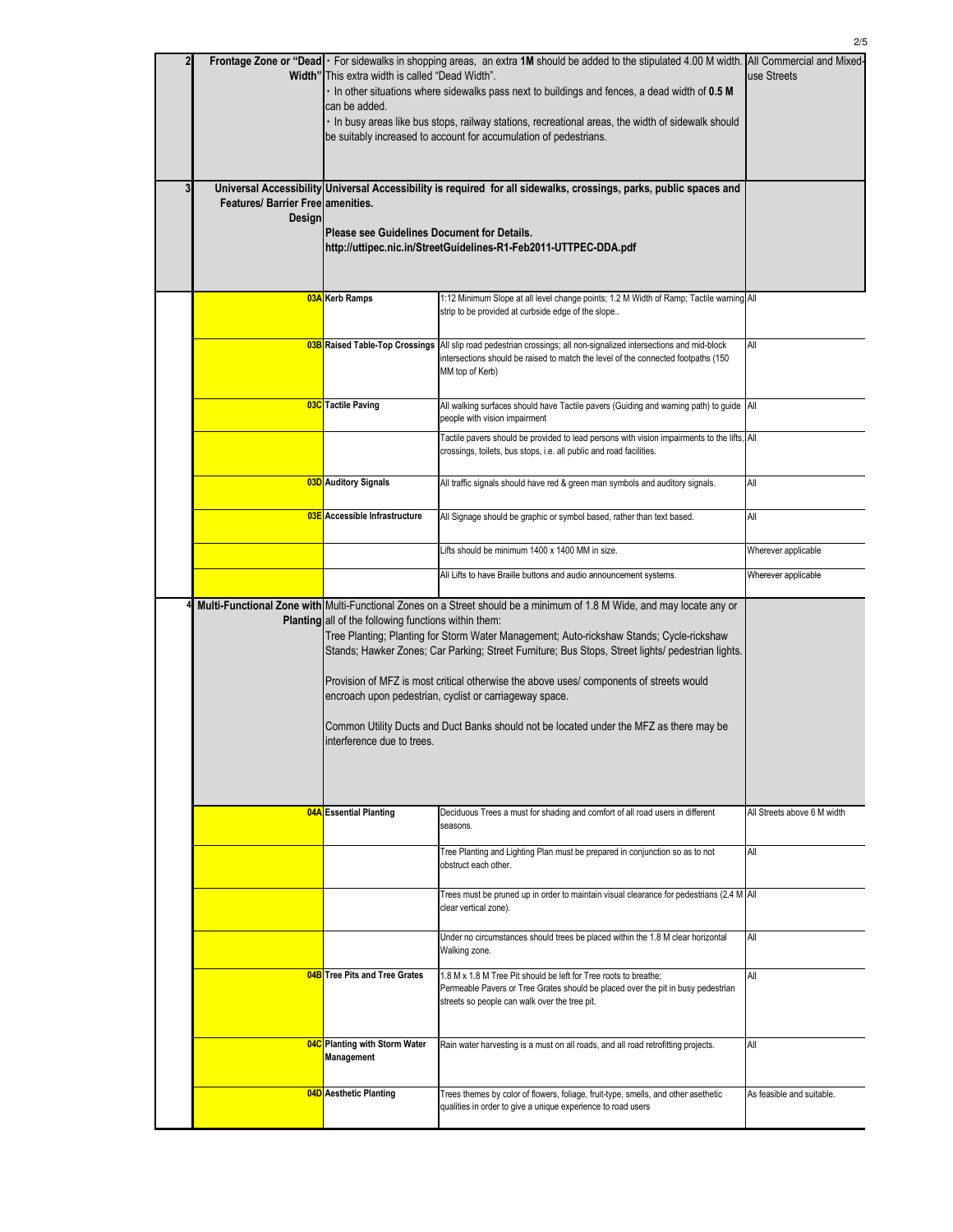| | | | | |
|---|---|---|---|---|
| 2 | Frontage Zone or "Dead Width" | • For sidewalks in shopping areas, an extra **1M** should be added to the stipulated 4.00 M width. This extra width is called "Dead Width".<br>• In other situations where sidewalks pass next to buildings and fences, a dead width of **0.5 M** can be added.<br>• In busy areas like bus stops, railway stations, recreational areas, the width of sidewalk should be suitably increased to account for accumulation of pedestrians. | | All Commercial and Mixed-use Streets |
| 3 | Universal Accessibility Features/ Barrier Free Design | **Universal Accessibility is required for all sidewalks, crossings, parks, public spaces and amenities.**<br><br>**Please see Guidelines Document for Details.**<br>**http://uttipec.nic.in/StreetGuidelines-R1-Feb2011-UTTPEC-DDA.pdf** | | |
| | | **03A** Kerb Ramps | 1:12 Minimum Slope at all level change points; 1.2 M Width of Ramp; Tactile warning strip to be provided at curbside edge of the slope.. | All |
| | | **03B** Raised Table-Top Crossings | All slip road pedestrian crossings; all non-signalized intersections and mid-block intersections should be raised to match the level of the connected footpaths (150 MM top of Kerb) | All |
| | | **03C** Tactile Paving | All walking surfaces should have Tactile pavers (Guiding and warning path) to guide people with vision impairment | All |
| | | | Tactile pavers should be provided to lead persons with vision impairments to the lifts, crossings, toilets, bus stops, i.e. all public and road facilities. | All |
| | | **03D** Auditory Signals | All traffic signals should have red & green man symbols and auditory signals. | All |
| | | **03E** Accessible Infrastructure | All Signage should be graphic or symbol based, rather than text based. | All |
| | | | Lifts should be minimum 1400 x 1400 MM in size. | Wherever applicable |
| | | | All Lifts to have Braille buttons and audio announcement systems. | Wherever applicable |
| 4 | Multi-Functional Zone with Planting | Multi-Functional Zones on a Street should be a minimum of 1.8 M Wide, and may locate any or all of the following functions within them:<br>Tree Planting; Planting for Storm Water Management; Auto-rickshaw Stands; Cycle-rickshaw Stands; Hawker Zones; Car Parking; Street Furniture; Bus Stops, Street lights/ pedestrian lights.<br><br>Provision of MFZ is most critical otherwise the above uses/ components of streets would encroach upon pedestrian, cyclist or carriageway space.<br><br>Common Utility Ducts and Duct Banks should not be located under the MFZ as there may be interference due to trees. | | |
| | | **04A** Essential Planting | Deciduous Trees a must for shading and comfort of all road users in different seasons. | All Streets above 6 M width |
| | | | Tree Planting and Lighting Plan must be prepared in conjunction so as to not obstruct each other. | All |
| | | | Trees must be pruned up in order to maintain visual clearance for pedestrians (2.4 M clear vertical zone). | All |
| | | | Under no circumstances should trees be placed within the 1.8 M clear horizontal Walking zone. | All |
| | | **04B** Tree Pits and Tree Grates | 1.8 M x 1.8 M Tree Pit should be left for Tree roots to breathe;<br>Permeable Pavers or Tree Grates should be placed over the pit in busy pedestrian streets so people can walk over the tree pit. | All |
| | | **04C** Planting with Storm Water Management | Rain water harvesting is a must on all roads, and all road retrofitting projects. | All |
| | | **04D** Aesthetic Planting | Trees themes by color of flowers, foliage, fruit-type, smells, and other asethetic qualities in order to give a unique experience to road users | As feasible and suitable. |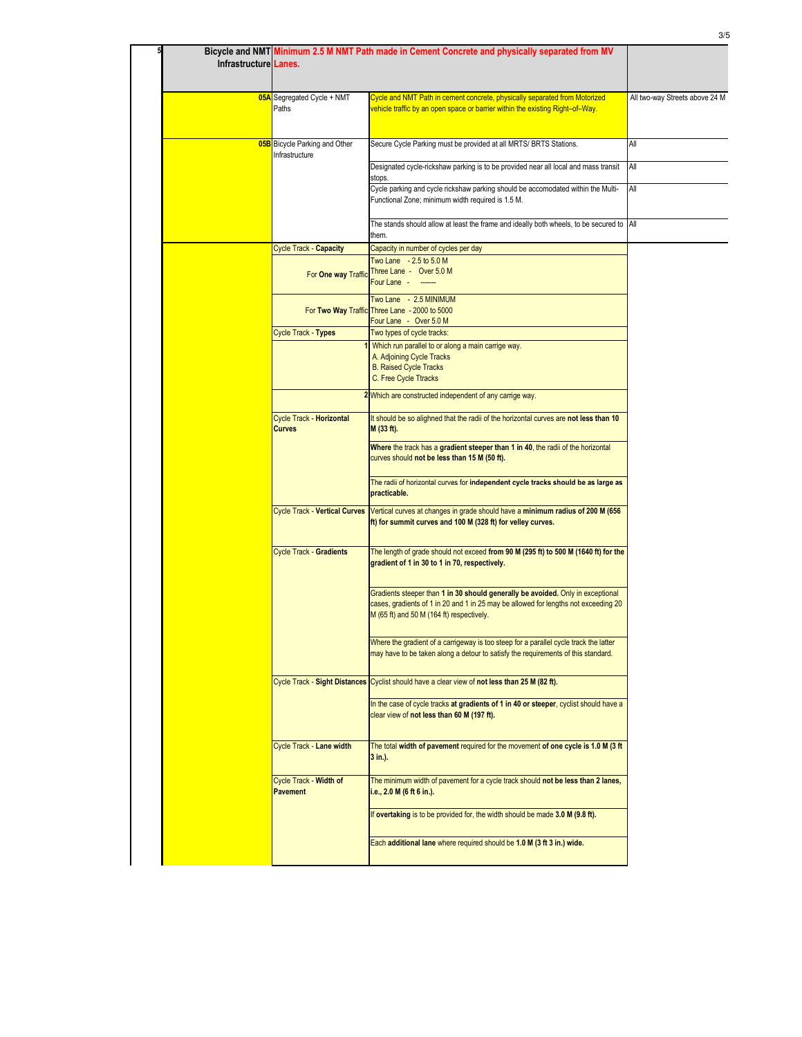| | | | |
|---|---|---|---|
| 5 Bicycle and NMT Infrastructure | **Minimum 2.5 M NMT Path made in Cement Concrete and physically separated from MV Lanes.** | | |
| | **05A** Segregated Cycle + NMT Paths | Cycle and NMT Path in cement concrete, physically separated from Motorized vehicle traffic by an open space or barrier within the existing Right–of–Way. | All two-way Streets above 24 M |
| | **05B** Bicycle Parking and Other Infrastructure | Secure Cycle Parking must be provided at all MRTS/ BRTS Stations. | All |
| | | Designated cycle-rickshaw parking is to be provided near all local and mass transit stops. | All |
| | | Cycle parking and cycle rickshaw parking should be accomodated within the Multi-Functional Zone; minimum width required is 1.5 M. | All |
| | | The stands should allow at least the frame and ideally both wheels, to be secured to them. | All |
| | Cycle Track - **Capacity** | Capacity in number of cycles per day | |
| | For **One way** Traffic | Two Lane - 2.5 to 5.0 M<br>Three Lane - Over 5.0 M<br>Four Lane - ------- | |
| | For **Two Way** Traffic | Two Lane - 2.5 MINIMUM<br>Three Lane - 2000 to 5000<br>Four Lane - Over 5.0 M | |
| | Cycle Track - **Types** | Two types of cycle tracks: | |
| | 1 | Which run parallel to or along a main carrige way.<br>A. Adjoining Cycle Tracks<br>B. Raised Cycle Tracks<br>C. Free Cycle Ttracks | |
| | 2 | Which are constructed independent of any carrige way. | |
| | Cycle Track - **Horizontal Curves** | It should be so alighned that the radii of the horizontal curves are **not less than 10 M (33 ft).** | |
| | | **Where** the track has a **gradient steeper than 1 in 40**, the radii of the horizontal curves should **not be less than 15 M (50 ft).** | |
| | | The radii of horizontal curves for **independent cycle tracks should be as large as practicable.** | |
| | Cycle Track - **Vertical Curves** | Vertical curves at changes in grade should have a **minimum radius of 200 M (656 ft) for summit curves and 100 M (328 ft) for velley curves.** | |
| | Cycle Track - **Gradients** | The length of grade should not exceed **from 90 M (295 ft) to 500 M (1640 ft) for the gradient of 1 in 30 to 1 in 70, respectively.** | |
| | | Gradients steeper than **1 in 30 should generally be avoided.** Only in exceptional cases, gradients of 1 in 20 and 1 in 25 may be allowed for lengths not exceeding 20 M (65 ft) and 50 M (164 ft) respectively. | |
| | | Where the gradient of a carrigeway is too steep for a parallel cycle track the latter may have to be taken along a detour to satisfy the requirements of this standard. | |
| | Cycle Track - **Sight Distances** | Cyclist should have a clear view of **not less than 25 M (82 ft).** | |
| | | In the case of cycle tracks **at gradients of 1 in 40 or steeper**, cyclist should have a clear view of **not less than 60 M (197 ft).** | |
| | Cycle Track - **Lane width** | The total **width of pavement** required for the movement **of one cycle is 1.0 M (3 ft 3 in.).** | |
| | Cycle Track - **Width of Pavement** | The minimum width of pavement for a cycle track should **not be less than 2 lanes, i.e., 2.0 M (6 ft 6 in.).** | |
| | | If **overtaking** is to be provided for, the width should be made **3.0 M (9.8 ft).** | |
| | | Each **additional lane** where required should be **1.0 M (3 ft 3 in.) wide.** | |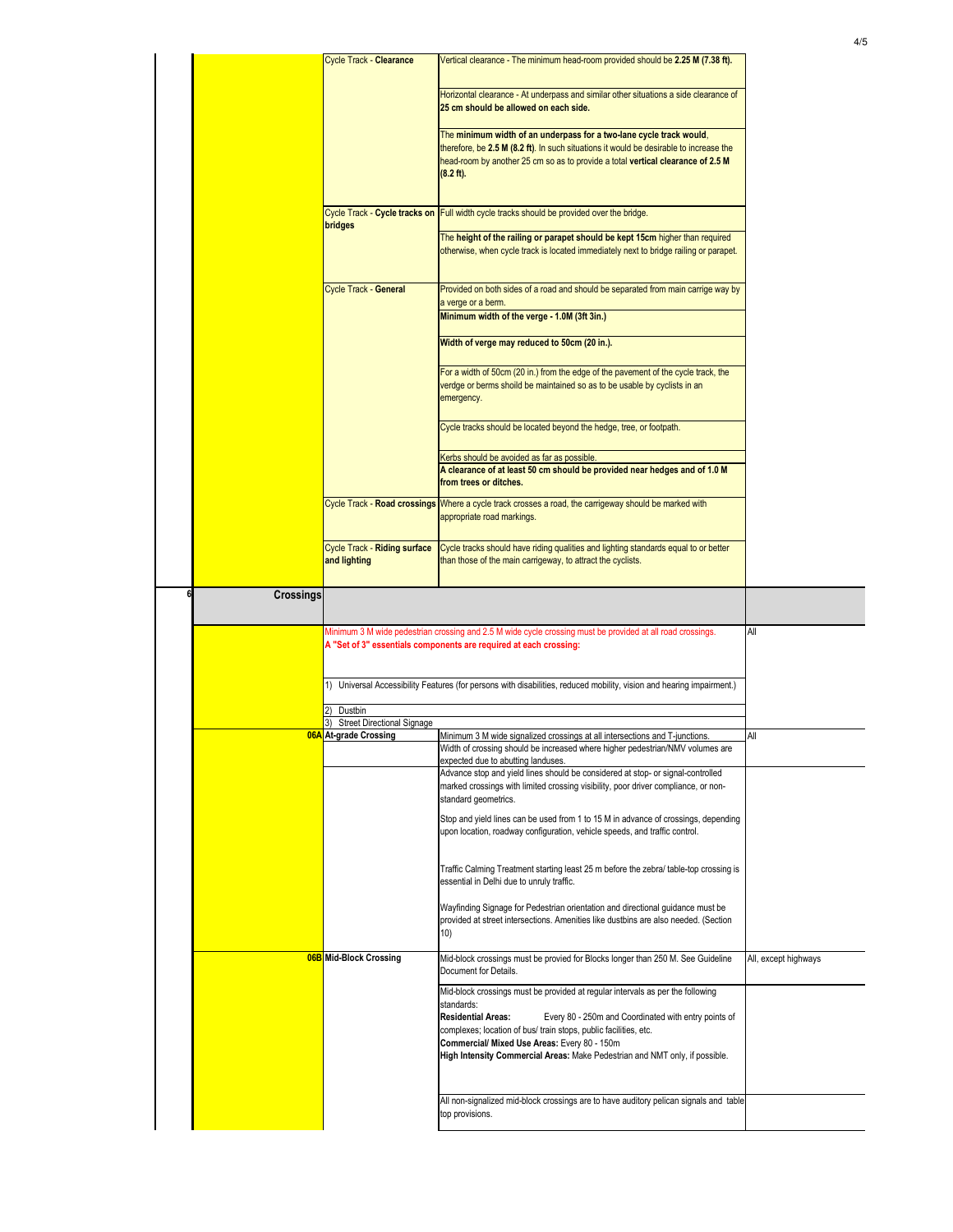| | | | | |
|---|---|---|---|---|
| | | Cycle Track - **Clearance** | Vertical clearance - The minimum head-room provided should be **2.25 M (7.38 ft).** | |
| | | | Horizontal clearance - At underpass and similar other situations a side clearance of **25 cm should be allowed on each side.** | |
| | | | The **minimum width of an underpass for a two-lane cycle track would**, therefore, be **2.5 M (8.2 ft)**. In such situations it would be desirable to increase the head-room by another 25 cm so as to provide a total **vertical clearance of 2.5 M (8.2 ft).** | |
| | | Cycle Track - **Cycle tracks on bridges** | Full width cycle tracks should be provided over the bridge. | |
| | | | The **height of the railing or parapet should be kept 15cm** higher than required otherwise, when cycle track is located immediately next to bridge railing or parapet. | |
| | | Cycle Track - **General** | Provided on both sides of a road and should be separated from main carrige way by a verge or a berm. | |
| | | | **Minimum width of the verge - 1.0M (3ft 3in.)** | |
| | | | **Width of verge may reduced to 50cm (20 in.).** | |
| | | | For a width of 50cm (20 in.) from the edge of the pavement of the cycle track, the verdge or berms shoild be maintained so as to be usable by cyclists in an emergency. | |
| | | | Cycle tracks should be located beyond the hedge, tree, or footpath. | |
| | | | Kerbs should be avoided as far as possible. | |
| | | | **A clearance of at least 50 cm should be provided near hedges and of 1.0 M from trees or ditches.** | |
| | | Cycle Track - **Road crossings** | Where a cycle track crosses a road, the carrigeway should be marked with appropriate road markings. | |
| | | Cycle Track - **Riding surface and lighting** | Cycle tracks should have riding qualities and lighting standards equal to or better than those of the main carrigeway, to attract the cyclists. | |
| 6 | **Crossings** | | | |
| | | Minimum 3 M wide pedestrian crossing and 2.5 M wide cycle crossing must be provided at all road crossings. **A "Set of 3" essentials components are required at each crossing:** | | All |
| | | 1) Universal Accessibility Features (for persons with disabilities, reduced mobility, vision and hearing impairment.) | | |
| | | 2) Dustbin | | |
| | | 3) Street Directional Signage | | |
| | | **06A At-grade Crossing** | Minimum 3 M wide signalized crossings at all intersections and T-junctions. | All |
| | | | Width of crossing should be increased where higher pedestrian/NMV volumes are expected due to abutting landuses. | |
| | | | Advance stop and yield lines should be considered at stop- or signal-controlled marked crossings with limited crossing visibility, poor driver compliance, or non-standard geometrics. | |
| | | | Stop and yield lines can be used from 1 to 15 M in advance of crossings, depending upon location, roadway configuration, vehicle speeds, and traffic control. | |
| | | | Traffic Calming Treatment starting least 25 m before the zebra/ table-top crossing is essential in Delhi due to unruly traffic. | |
| | | | Wayfinding Signage for Pedestrian orientation and directional guidance must be provided at street intersections. Amenities like dustbins are also needed. (Section 10) | |
| | | **06B Mid-Block Crossing** | Mid-block crossings must be provied for Blocks longer than 250 M. See Guideline Document for Details. | All, except highways |
| | | | Mid-block crossings must be provided at regular intervals as per the following standards:<br>**Residential Areas:** Every 80 - 250m and Coordinated with entry points of complexes; location of bus/ train stops, public facilities, etc.<br>**Commercial/ Mixed Use Areas:** Every 80 - 150m<br>**High Intensity Commercial Areas:** Make Pedestrian and NMT only, if possible. | |
| | | | All non-signalized mid-block crossings are to have auditory pelican signals and table top provisions. | |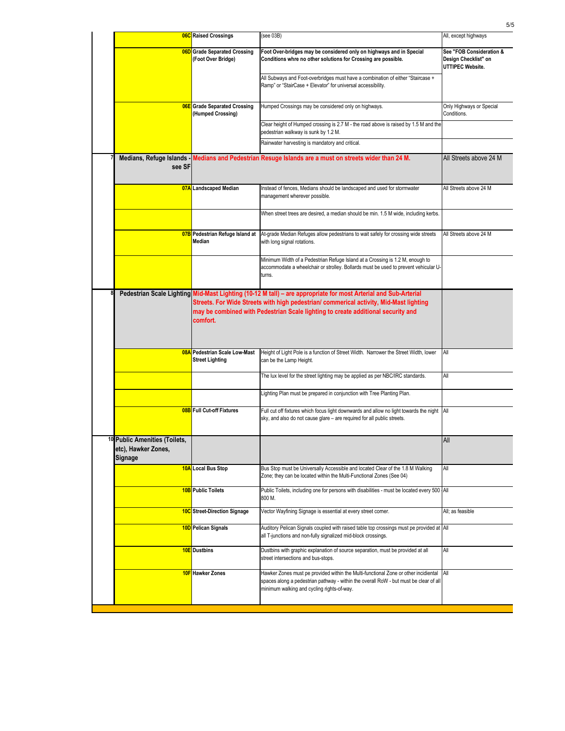| | | | |
|---|---|---|---|
| | **06C** Raised Crossings | (see 03B) | All, except highways |
| | **06D** Grade Separated Crossing (Foot Over Bridge) | **Foot Over-bridges may be considered only on highways and in Special Conditions whre no other solutions for Crossing are possible.** | **See "FOB Consideration & Design Checklist" on UTTIPEC Website.** |
| | | All Subways and Foot-overbridges must have a combination of either "Staircase + Ramp" or "StairCase + Elevator" for universal accessibility. | |
| | **06E** Grade Separated Crossing (Humped Crossing) | Humped Crossings may be considered only on highways. | Only Highways or Special Conditions. |
| | | Clear height of Humped crossing is 2.7 M - the road above is raised by 1.5 M and the pedestrian walkway is sunk by 1.2 M. | |
| | | Rainwater harvesting is mandatory and critical. | |
| 7 | **Medians, Refuge Islands - see SF** | **Medians and Pedestrian Resuge Islands are a must on streets wider than 24 M.** | All Streets above 24 M |
| | **07A** Landscaped Median | Instead of fences, Medians should be landscaped and used for stormwater management wherever possible. | All Streets above 24 M |
| | | When street trees are desired, a median should be min. 1.5 M wide, including kerbs. | |
| | **07B** Pedestrian Refuge Island at Median | At-grade Median Refuges allow pedestrians to wait safely for crossing wide streets with long signal rotations. | All Streets above 24 M |
| | | Minimum Width of a Pedestrian Refuge Island at a Crossing is 1.2 M, enough to accommodate a wheelchair or strolley. Bollards must be used to prevent vehicular U-turns. | |
| 8 | **Pedestrian Scale Lighting** | **Mid-Mast Lighting (10-12 M tall) – are appropriate for most Arterial and Sub-Arterial Streets. For Wide Streets with high pedestrian/ commerical activity, Mid-Mast lighting may be combined with Pedestrian Scale lighting to create additional security and comfort.** | |
| | **08A** Pedestrian Scale Low-Mast Street Lighting | Height of Light Pole is a function of Street Width. Narrower the Street Width, lower can be the Lamp Height. | All |
| | | The lux level for the street lighting may be applied as per NBC/IRC standards. | All |
| | | Lighting Plan must be prepared in conjunction with Tree Planting Plan. | |
| | **08B** Full Cut-off Fixtures | Full cut off fixtures which focus light downwards and allow no light towards the night sky, and also do not cause glare – are required for all public streets. | All |
| 10 | **Public Amenities (Toilets, etc), Hawker Zones, Signage** | | All |
| | **10A** Local Bus Stop | Bus Stop must be Universally Accessible and located Clear of the 1.8 M Walking Zone; they can be located within the Multi-Functional Zones (See 04) | All |
| | **10B** Public Toilets | Public Toilets, including one for persons with disabilities - must be located every 500 800 M. | All |
| | **10C** Street-Direction Signage | Vector Wayfining Signage is essential at every street corner. | All; as feasible |
| | **10D** Pelican Signals | Auditory Pelican Signals coupled with raised table top crossings must pe provided at all T-junctions and non-fully signalized mid-block crossings. | All |
| | **10E** Dustbins | Dustbins with graphic explanation of source separation, must be provided at all street intersections and bus-stops. | All |
| | **10F** Hawker Zones | Hawker Zones must pe provided within the Multi-functional Zone or other incidiential spaces along a pedestrian pathway - within the overall RoW - but must be clear of all minimum walking and cycling rights-of-way. | All |